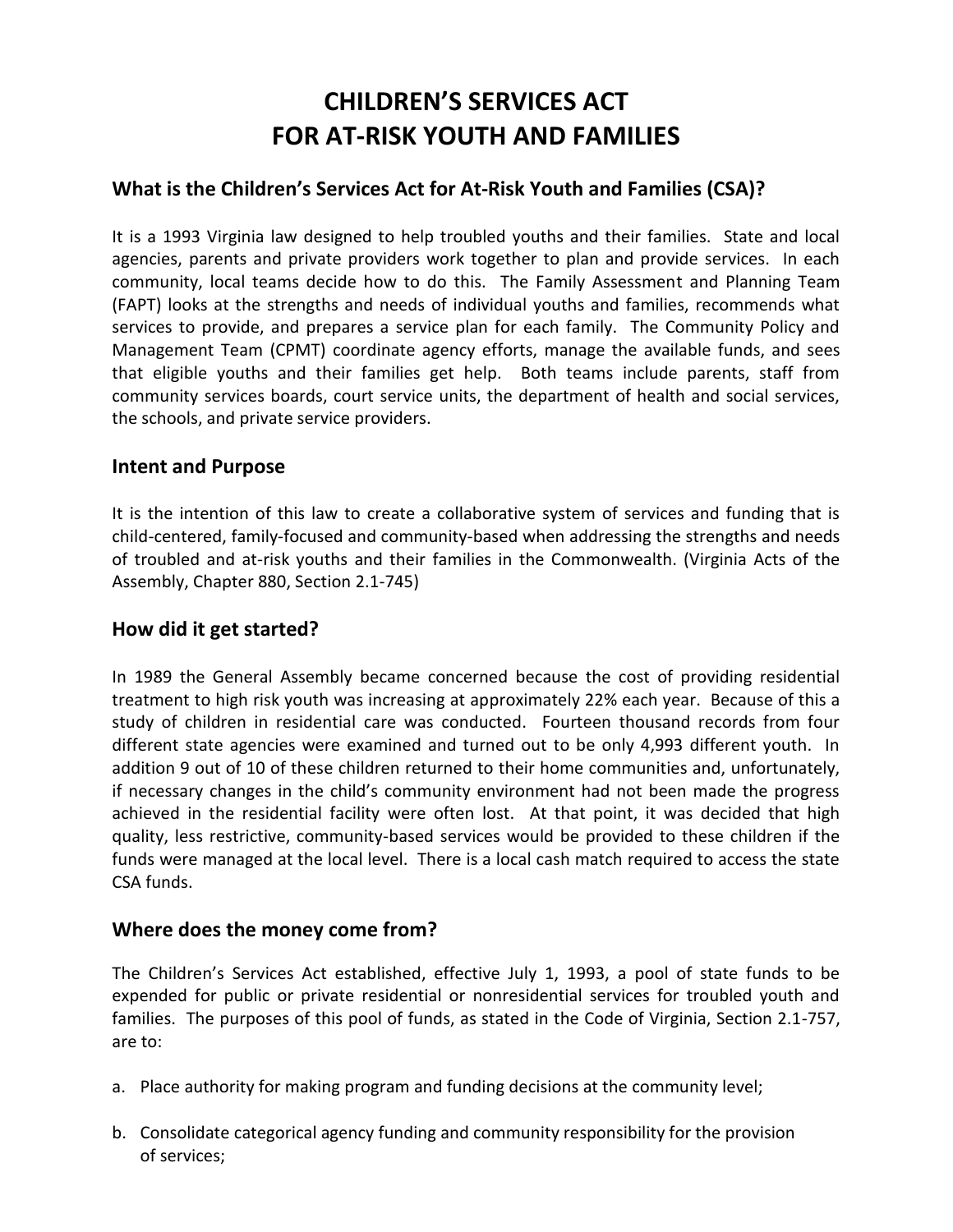# CHILDREN'S SERVICES ACT FOR AT-RISK YOUTH AND FAMILIES

## What is the Children's Services Act for At-Risk Youth and Families (CSA)?

It is a 1993 Virginia law designed to help troubled youths and their families. State and local agencies, parents and private providers work together to plan and provide services. In each community, local teams decide how to do this. The Family Assessment and Planning Team (FAPT) looks at the strengths and needs of individual youths and families, recommends what services to provide, and prepares a service plan for each family. The Community Policy and Management Team (CPMT) coordinate agency efforts, manage the available funds, and sees that eligible youths and their families get help. Both teams include parents, staff from community services boards, court service units, the department of health and social services, the schools, and private service providers.

## Intent and Purpose

It is the intention of this law to create a collaborative system of services and funding that is child-centered, family-focused and community-based when addressing the strengths and needs of troubled and at-risk youths and their families in the Commonwealth. (Virginia Acts of the Assembly, Chapter 880, Section 2.1-745)

## How did it get started?

In 1989 the General Assembly became concerned because the cost of providing residential treatment to high risk youth was increasing at approximately 22% each year. Because of this a study of children in residential care was conducted. Fourteen thousand records from four different state agencies were examined and turned out to be only 4,993 different youth. In addition 9 out of 10 of these children returned to their home communities and, unfortunately, if necessary changes in the child's community environment had not been made the progress achieved in the residential facility were often lost. At that point, it was decided that high quality, less restrictive, community-based services would be provided to these children if the funds were managed at the local level. There is a local cash match required to access the state CSA funds.

## Where does the money come from?

The Children's Services Act established, effective July 1, 1993, a pool of state funds to be expended for public or private residential or nonresidential services for troubled youth and families. The purposes of this pool of funds, as stated in the Code of Virginia, Section 2.1-757, are to:

a. Place authority for making program and funding decisions at the community level;

b. Consolidate categorical agency funding and community responsibility for the provision of services;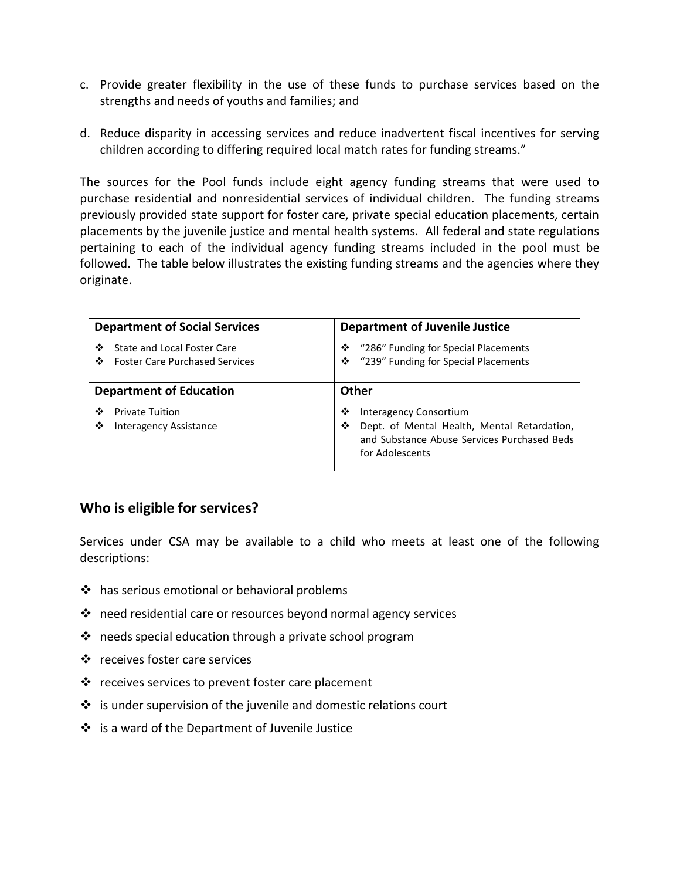c. Provide greater flexibility in the use of these funds to purchase services based on the strengths and needs of youths and families; and

d. Reduce disparity in accessing services and reduce inadvertent fiscal incentives for serving children according to differing required local match rates for funding streams."

The sources for the Pool funds include eight agency funding streams that were used to purchase residential and nonresidential services of individual children. The funding streams previously provided state support for foster care, private special education placements, certain placements by the juvenile justice and mental health systems. All federal and state regulations pertaining to each of the individual agency funding streams included in the pool must be followed. The table below illustrates the existing funding streams and the agencies where they originate.

| **Department of Social Services** | **Department of Juvenile Justice** |
|---|---|
| ❖ State and Local Foster Care<br>❖ Foster Care Purchased Services | ❖ "286" Funding for Special Placements<br>❖ "239" Funding for Special Placements |
| **Department of Education** | **Other** |
| ❖ Private Tuition<br>❖ Interagency Assistance | ❖ Interagency Consortium<br>❖ Dept. of Mental Health, Mental Retardation, and Substance Abuse Services Purchased Beds for Adolescents |

## Who is eligible for services?

Services under CSA may be available to a child who meets at least one of the following descriptions:

- ❖ has serious emotional or behavioral problems
- ❖ need residential care or resources beyond normal agency services
- ❖ needs special education through a private school program
- ❖ receives foster care services
- ❖ receives services to prevent foster care placement
- ❖ is under supervision of the juvenile and domestic relations court
- ❖ is a ward of the Department of Juvenile Justice